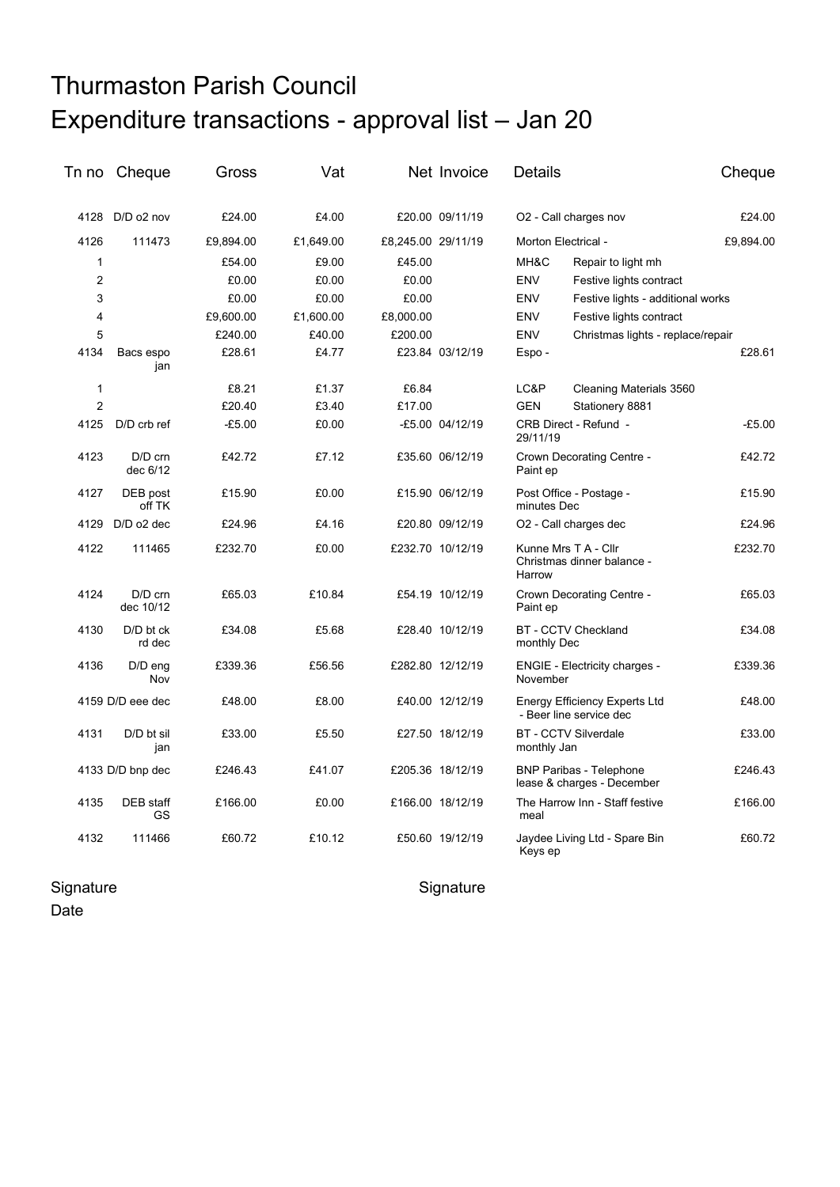# Thurmaston Parish Council
# Expenditure transactions - approval list – Jan 20

| Tn no | Cheque | Gross | Vat | Net | Invoice | Details | | Cheque |
|---|---|---|---|---|---|---|---|---|
| 4128 | D/D o2 nov | £24.00 | £4.00 | £20.00 | 09/11/19 | O2 - Call charges nov | | £24.00 |
| 4126 | 111473 | £9,894.00 | £1,649.00 | £8,245.00 | 29/11/19 | Morton Electrical - | | £9,894.00 |
| 1 | | £54.00 | £9.00 | £45.00 | | MH&C | Repair to light mh | |
| 2 | | £0.00 | £0.00 | £0.00 | | ENV | Festive lights contract | |
| 3 | | £0.00 | £0.00 | £0.00 | | ENV | Festive lights - additional works | |
| 4 | | £9,600.00 | £1,600.00 | £8,000.00 | | ENV | Festive lights contract | |
| 5 | | £240.00 | £40.00 | £200.00 | | ENV | Christmas lights - replace/repair | |
| 4134 | Bacs espo jan | £28.61 | £4.77 | £23.84 | 03/12/19 | Espo - | | £28.61 |
| 1 | | £8.21 | £1.37 | £6.84 | | LC&P | Cleaning Materials 3560 | |
| 2 | | £20.40 | £3.40 | £17.00 | | GEN | Stationery 8881 | |
| 4125 | D/D crb ref | -£5.00 | £0.00 | -£5.00 | 04/12/19 | CRB Direct - Refund - 29/11/19 | | -£5.00 |
| 4123 | D/D crn dec 6/12 | £42.72 | £7.12 | £35.60 | 06/12/19 | Crown Decorating Centre - Paint ep | | £42.72 |
| 4127 | DEB post off TK | £15.90 | £0.00 | £15.90 | 06/12/19 | Post Office - Postage - minutes Dec | | £15.90 |
| 4129 | D/D o2 dec | £24.96 | £4.16 | £20.80 | 09/12/19 | O2 - Call charges dec | | £24.96 |
| 4122 | 111465 | £232.70 | £0.00 | £232.70 | 10/12/19 | Kunne Mrs T A - Cllr Christmas dinner balance - Harrow | | £232.70 |
| 4124 | D/D crn dec 10/12 | £65.03 | £10.84 | £54.19 | 10/12/19 | Crown Decorating Centre - Paint ep | | £65.03 |
| 4130 | D/D bt ck rd dec | £34.08 | £5.68 | £28.40 | 10/12/19 | BT - CCTV Checkland monthly Dec | | £34.08 |
| 4136 | D/D eng Nov | £339.36 | £56.56 | £282.80 | 12/12/19 | ENGIE - Electricity charges - November | | £339.36 |
| 4159 | D/D eee dec | £48.00 | £8.00 | £40.00 | 12/12/19 | Energy Efficiency Experts Ltd - Beer line service dec | | £48.00 |
| 4131 | D/D bt sil jan | £33.00 | £5.50 | £27.50 | 18/12/19 | BT - CCTV Silverdale monthly Jan | | £33.00 |
| 4133 | D/D bnp dec | £246.43 | £41.07 | £205.36 | 18/12/19 | BNP Paribas - Telephone lease & charges - December | | £246.43 |
| 4135 | DEB staff GS | £166.00 | £0.00 | £166.00 | 18/12/19 | The Harrow Inn - Staff festive meal | | £166.00 |
| 4132 | 111466 | £60.72 | £10.12 | £50.60 | 19/12/19 | Jaydee Living Ltd - Spare Bin Keys ep | | £60.72 |

Signature

Signature

Date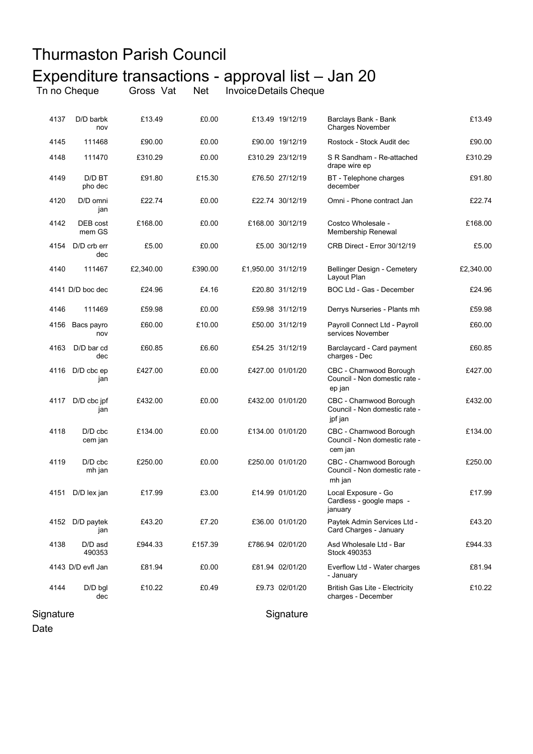# Thurmaston Parish Council

## Expenditure transactions - approval list – Jan 20

| Tn no | Cheque | Gross | Vat | Net | Invoice Details | Cheque | | |
|---|---|---|---|---|---|---|---|
| 4137 | D/D barbk nov | £13.49 | £0.00 | £13.49 | 19/12/19 | Barclays Bank - Bank Charges November | £13.49 |
| 4145 | 111468 | £90.00 | £0.00 | £90.00 | 19/12/19 | Rostock - Stock Audit dec | £90.00 |
| 4148 | 111470 | £310.29 | £0.00 | £310.29 | 23/12/19 | S R Sandham - Re-attached drape wire ep | £310.29 |
| 4149 | D/D BT pho dec | £91.80 | £15.30 | £76.50 | 27/12/19 | BT - Telephone charges december | £91.80 |
| 4120 | D/D omni jan | £22.74 | £0.00 | £22.74 | 30/12/19 | Omni - Phone contract Jan | £22.74 |
| 4142 | DEB cost mem GS | £168.00 | £0.00 | £168.00 | 30/12/19 | Costco Wholesale - Membership Renewal | £168.00 |
| 4154 | D/D crb err dec | £5.00 | £0.00 | £5.00 | 30/12/19 | CRB Direct - Error 30/12/19 | £5.00 |
| 4140 | 111467 | £2,340.00 | £390.00 | £1,950.00 | 31/12/19 | Bellinger Design - Cemetery Layout Plan | £2,340.00 |
| 4141 | D/D boc dec | £24.96 | £4.16 | £20.80 | 31/12/19 | BOC Ltd - Gas - December | £24.96 |
| 4146 | 111469 | £59.98 | £0.00 | £59.98 | 31/12/19 | Derrys Nurseries - Plants mh | £59.98 |
| 4156 | Bacs payro nov | £60.00 | £10.00 | £50.00 | 31/12/19 | Payroll Connect Ltd - Payroll services November | £60.00 |
| 4163 | D/D bar cd dec | £60.85 | £6.60 | £54.25 | 31/12/19 | Barclaycard - Card payment charges - Dec | £60.85 |
| 4116 | D/D cbc ep jan | £427.00 | £0.00 | £427.00 | 01/01/20 | CBC - Charnwood Borough Council - Non domestic rate - ep jan | £427.00 |
| 4117 | D/D cbc jpf jan | £432.00 | £0.00 | £432.00 | 01/01/20 | CBC - Charnwood Borough Council - Non domestic rate - jpf jan | £432.00 |
| 4118 | D/D cbc cem jan | £134.00 | £0.00 | £134.00 | 01/01/20 | CBC - Charnwood Borough Council - Non domestic rate - cem jan | £134.00 |
| 4119 | D/D cbc mh jan | £250.00 | £0.00 | £250.00 | 01/01/20 | CBC - Charnwood Borough Council - Non domestic rate - mh jan | £250.00 |
| 4151 | D/D lex jan | £17.99 | £3.00 | £14.99 | 01/01/20 | Local Exposure - Go Cardless - google maps - january | £17.99 |
| 4152 | D/D paytek jan | £43.20 | £7.20 | £36.00 | 01/01/20 | Paytek Admin Services Ltd - Card Charges - January | £43.20 |
| 4138 | D/D asd 490353 | £944.33 | £157.39 | £786.94 | 02/01/20 | Asd Wholesale Ltd - Bar Stock 490353 | £944.33 |
| 4143 | D/D evfl Jan | £81.94 | £0.00 | £81.94 | 02/01/20 | Everflow Ltd - Water charges - January | £81.94 |
| 4144 | D/D bgl dec | £10.22 | £0.49 | £9.73 | 02/01/20 | British Gas Lite - Electricity charges - December | £10.22 |

Signature

Signature

Date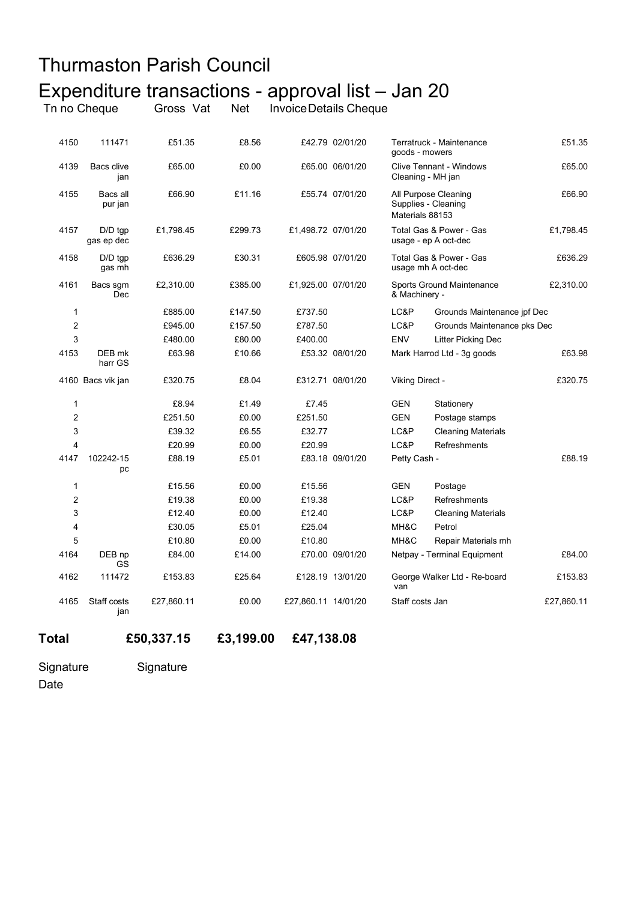# Thurmaston Parish Council

## Expenditure transactions - approval list – Jan 20

| Tn no | Cheque | Gross | Vat | Net | Invoice | Details | | Cheque |
|---|---|---|---|---|---|---|---|---|
| 4150 | 111471 | £51.35 | £8.56 | £42.79 | 02/01/20 | Terratruck - Maintenance goods - mowers | | £51.35 |
| 4139 | Bacs clive jan | £65.00 | £0.00 | £65.00 | 06/01/20 | Clive Tennant - Windows Cleaning - MH jan | | £65.00 |
| 4155 | Bacs all pur jan | £66.90 | £11.16 | £55.74 | 07/01/20 | All Purpose Cleaning Supplies - Cleaning Materials 88153 | | £66.90 |
| 4157 | D/D tgp gas ep dec | £1,798.45 | £299.73 | £1,498.72 | 07/01/20 | Total Gas & Power - Gas usage - ep A oct-dec | | £1,798.45 |
| 4158 | D/D tgp gas mh | £636.29 | £30.31 | £605.98 | 07/01/20 | Total Gas & Power - Gas usage mh A oct-dec | | £636.29 |
| 4161 | Bacs sgm Dec | £2,310.00 | £385.00 | £1,925.00 | 07/01/20 | Sports Ground Maintenance & Machinery - | | £2,310.00 |
| 1 | | £885.00 | £147.50 | £737.50 | | LC&P | Grounds Maintenance jpf Dec | |
| 2 | | £945.00 | £157.50 | £787.50 | | LC&P | Grounds Maintenance pks Dec | |
| 3 | | £480.00 | £80.00 | £400.00 | | ENV | Litter Picking Dec | |
| 4153 | DEB mk harr GS | £63.98 | £10.66 | £53.32 | 08/01/20 | Mark Harrod Ltd - 3g goods | | £63.98 |
| 4160 | Bacs vik jan | £320.75 | £8.04 | £312.71 | 08/01/20 | Viking Direct - | | £320.75 |
| 1 | | £8.94 | £1.49 | £7.45 | | GEN | Stationery | |
| 2 | | £251.50 | £0.00 | £251.50 | | GEN | Postage stamps | |
| 3 | | £39.32 | £6.55 | £32.77 | | LC&P | Cleaning Materials | |
| 4 | | £20.99 | £0.00 | £20.99 | | LC&P | Refreshments | |
| 4147 | 102242-15 pc | £88.19 | £5.01 | £83.18 | 09/01/20 | Petty Cash - | | £88.19 |
| 1 | | £15.56 | £0.00 | £15.56 | | GEN | Postage | |
| 2 | | £19.38 | £0.00 | £19.38 | | LC&P | Refreshments | |
| 3 | | £12.40 | £0.00 | £12.40 | | LC&P | Cleaning Materials | |
| 4 | | £30.05 | £5.01 | £25.04 | | MH&C | Petrol | |
| 5 | | £10.80 | £0.00 | £10.80 | | MH&C | Repair Materials mh | |
| 4164 | DEB np GS | £84.00 | £14.00 | £70.00 | 09/01/20 | Netpay - Terminal Equipment | | £84.00 |
| 4162 | 111472 | £153.83 | £25.64 | £128.19 | 13/01/20 | George Walker Ltd - Re-board van | | £153.83 |
| 4165 | Staff costs jan | £27,860.11 | £0.00 | £27,860.11 | 14/01/20 | Staff costs Jan | | £27,860.11 |
| **Total** | | **£50,337.15** | **£3,199.00** | **£47,138.08** | | | | |

Signature Signature

Date